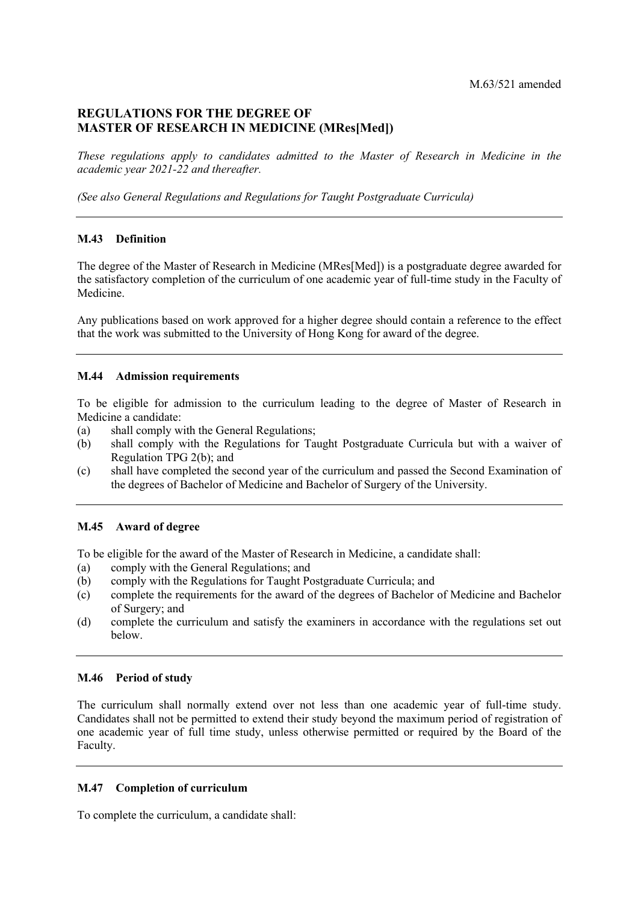M.63/521 amended

# REGULATIONS FOR THE DEGREE OF MASTER OF RESEARCH IN MEDICINE (MRes[Med])

*These regulations apply to candidates admitted to the Master of Research in Medicine in the academic year 2021-22 and thereafter.*

*(See also General Regulations and Regulations for Taught Postgraduate Curricula)*

---

### M.43 Definition

The degree of the Master of Research in Medicine (MRes[Med]) is a postgraduate degree awarded for the satisfactory completion of the curriculum of one academic year of full-time study in the Faculty of Medicine.

Any publications based on work approved for a higher degree should contain a reference to the effect that the work was submitted to the University of Hong Kong for award of the degree.

---

### M.44 Admission requirements

To be eligible for admission to the curriculum leading to the degree of Master of Research in Medicine a candidate:

(a) shall comply with the General Regulations;
(b) shall comply with the Regulations for Taught Postgraduate Curricula but with a waiver of Regulation TPG 2(b); and
(c) shall have completed the second year of the curriculum and passed the Second Examination of the degrees of Bachelor of Medicine and Bachelor of Surgery of the University.

---

### M.45 Award of degree

To be eligible for the award of the Master of Research in Medicine, a candidate shall:

(a) comply with the General Regulations; and
(b) comply with the Regulations for Taught Postgraduate Curricula; and
(c) complete the requirements for the award of the degrees of Bachelor of Medicine and Bachelor of Surgery; and
(d) complete the curriculum and satisfy the examiners in accordance with the regulations set out below.

---

### M.46 Period of study

The curriculum shall normally extend over not less than one academic year of full-time study. Candidates shall not be permitted to extend their study beyond the maximum period of registration of one academic year of full time study, unless otherwise permitted or required by the Board of the Faculty.

---

### M.47 Completion of curriculum

To complete the curriculum, a candidate shall: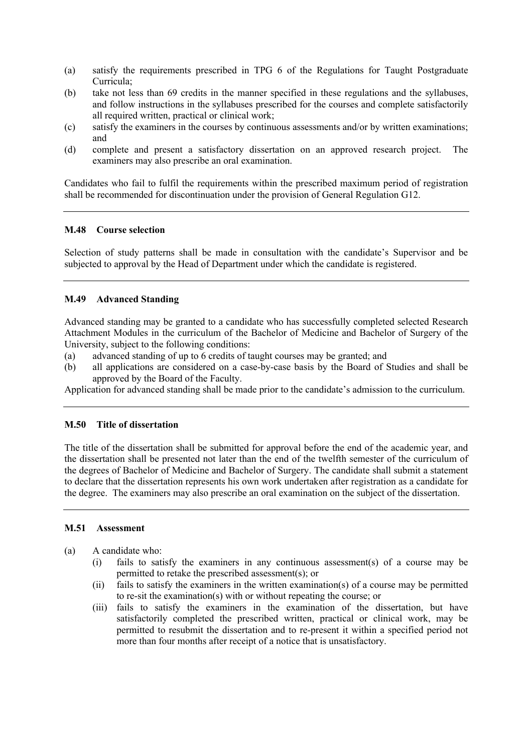(a) satisfy the requirements prescribed in TPG 6 of the Regulations for Taught Postgraduate Curricula;
(b) take not less than 69 credits in the manner specified in these regulations and the syllabuses, and follow instructions in the syllabuses prescribed for the courses and complete satisfactorily all required written, practical or clinical work;
(c) satisfy the examiners in the courses by continuous assessments and/or by written examinations; and
(d) complete and present a satisfactory dissertation on an approved research project. The examiners may also prescribe an oral examination.

Candidates who fail to fulfil the requirements within the prescribed maximum period of registration shall be recommended for discontinuation under the provision of General Regulation G12.

---

**M.48 Course selection**

Selection of study patterns shall be made in consultation with the candidate's Supervisor and be subjected to approval by the Head of Department under which the candidate is registered.

---

**M.49 Advanced Standing**

Advanced standing may be granted to a candidate who has successfully completed selected Research Attachment Modules in the curriculum of the Bachelor of Medicine and Bachelor of Surgery of the University, subject to the following conditions:
(a) advanced standing of up to 6 credits of taught courses may be granted; and
(b) all applications are considered on a case-by-case basis by the Board of Studies and shall be approved by the Board of the Faculty.

Application for advanced standing shall be made prior to the candidate's admission to the curriculum.

---

**M.50 Title of dissertation**

The title of the dissertation shall be submitted for approval before the end of the academic year, and the dissertation shall be presented not later than the end of the twelfth semester of the curriculum of the degrees of Bachelor of Medicine and Bachelor of Surgery. The candidate shall submit a statement to declare that the dissertation represents his own work undertaken after registration as a candidate for the degree. The examiners may also prescribe an oral examination on the subject of the dissertation.

---

**M.51 Assessment**

(a) A candidate who:
  (i) fails to satisfy the examiners in any continuous assessment(s) of a course may be permitted to retake the prescribed assessment(s); or
  (ii) fails to satisfy the examiners in the written examination(s) of a course may be permitted to re-sit the examination(s) with or without repeating the course; or
  (iii) fails to satisfy the examiners in the examination of the dissertation, but have satisfactorily completed the prescribed written, practical or clinical work, may be permitted to resubmit the dissertation and to re-present it within a specified period not more than four months after receipt of a notice that is unsatisfactory.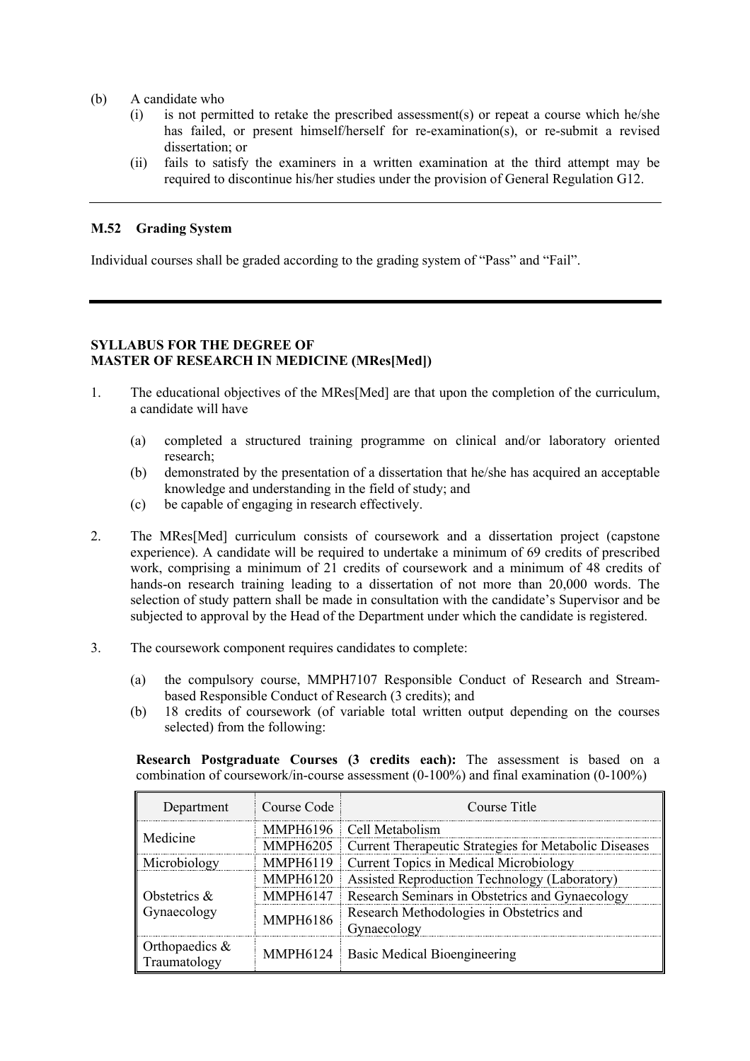(b) A candidate who
  (i) is not permitted to retake the prescribed assessment(s) or repeat a course which he/she has failed, or present himself/herself for re-examination(s), or re-submit a revised dissertation; or
  (ii) fails to satisfy the examiners in a written examination at the third attempt may be required to discontinue his/her studies under the provision of General Regulation G12.

---

### M.52 Grading System

Individual courses shall be graded according to the grading system of "Pass" and "Fail".

---

## SYLLABUS FOR THE DEGREE OF MASTER OF RESEARCH IN MEDICINE (MRes[Med])

1. The educational objectives of the MRes[Med] are that upon the completion of the curriculum, a candidate will have

   (a) completed a structured training programme on clinical and/or laboratory oriented research;
   (b) demonstrated by the presentation of a dissertation that he/she has acquired an acceptable knowledge and understanding in the field of study; and
   (c) be capable of engaging in research effectively.

2. The MRes[Med] curriculum consists of coursework and a dissertation project (capstone experience). A candidate will be required to undertake a minimum of 69 credits of prescribed work, comprising a minimum of 21 credits of coursework and a minimum of 48 credits of hands-on research training leading to a dissertation of not more than 20,000 words. The selection of study pattern shall be made in consultation with the candidate's Supervisor and be subjected to approval by the Head of the Department under which the candidate is registered.

3. The coursework component requires candidates to complete:

   (a) the compulsory course, MMPH7107 Responsible Conduct of Research and Stream-based Responsible Conduct of Research (3 credits); and
   (b) 18 credits of coursework (of variable total written output depending on the courses selected) from the following:

**Research Postgraduate Courses (3 credits each):** The assessment is based on a combination of coursework/in-course assessment (0-100%) and final examination (0-100%)

| Department | Course Code | Course Title |
|---|---|---|
| Medicine | MMPH6196 | Cell Metabolism |
| | MMPH6205 | Current Therapeutic Strategies for Metabolic Diseases |
| Microbiology | MMPH6119 | Current Topics in Medical Microbiology |
| Obstetrics & Gynaecology | MMPH6120 | Assisted Reproduction Technology (Laboratory) |
| | MMPH6147 | Research Seminars in Obstetrics and Gynaecology |
| | MMPH6186 | Research Methodologies in Obstetrics and Gynaecology |
| Orthopaedics & Traumatology | MMPH6124 | Basic Medical Bioengineering |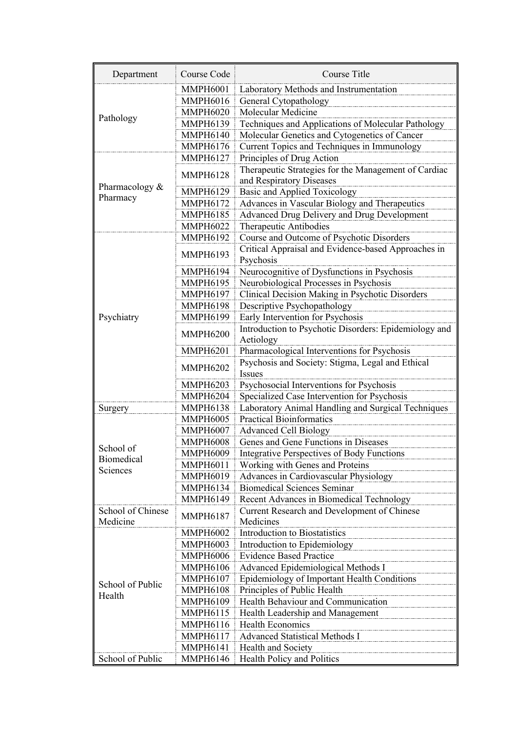| Department | Course Code | Course Title |
|---|---|---|
| Pathology | MMPH6001 | Laboratory Methods and Instrumentation |
| | MMPH6016 | General Cytopathology |
| | MMPH6020 | Molecular Medicine |
| | MMPH6139 | Techniques and Applications of Molecular Pathology |
| | MMPH6140 | Molecular Genetics and Cytogenetics of Cancer |
| | MMPH6176 | Current Topics and Techniques in Immunology |
| Pharmacology & Pharmacy | MMPH6127 | Principles of Drug Action |
| | MMPH6128 | Therapeutic Strategies for the Management of Cardiac and Respiratory Diseases |
| | MMPH6129 | Basic and Applied Toxicology |
| | MMPH6172 | Advances in Vascular Biology and Therapeutics |
| | MMPH6185 | Advanced Drug Delivery and Drug Development |
| | MMPH6022 | Therapeutic Antibodies |
| Psychiatry | MMPH6192 | Course and Outcome of Psychotic Disorders |
| | MMPH6193 | Critical Appraisal and Evidence-based Approaches in Psychosis |
| | MMPH6194 | Neurocognitive of Dysfunctions in Psychosis |
| | MMPH6195 | Neurobiological Processes in Psychosis |
| | MMPH6197 | Clinical Decision Making in Psychotic Disorders |
| | MMPH6198 | Descriptive Psychopathology |
| | MMPH6199 | Early Intervention for Psychosis |
| | MMPH6200 | Introduction to Psychotic Disorders: Epidemiology and Aetiology |
| | MMPH6201 | Pharmacological Interventions for Psychosis |
| | MMPH6202 | Psychosis and Society: Stigma, Legal and Ethical Issues |
| | MMPH6203 | Psychosocial Interventions for Psychosis |
| | MMPH6204 | Specialized Case Intervention for Psychosis |
| Surgery | MMPH6138 | Laboratory Animal Handling and Surgical Techniques |
| School of Biomedical Sciences | MMPH6005 | Practical Bioinformatics |
| | MMPH6007 | Advanced Cell Biology |
| | MMPH6008 | Genes and Gene Functions in Diseases |
| | MMPH6009 | Integrative Perspectives of Body Functions |
| | MMPH6011 | Working with Genes and Proteins |
| | MMPH6019 | Advances in Cardiovascular Physiology |
| | MMPH6134 | Biomedical Sciences Seminar |
| | MMPH6149 | Recent Advances in Biomedical Technology |
| School of Chinese Medicine | MMPH6187 | Current Research and Development of Chinese Medicines |
| School of Public Health | MMPH6002 | Introduction to Biostatistics |
| | MMPH6003 | Introduction to Epidemiology |
| | MMPH6006 | Evidence Based Practice |
| | MMPH6106 | Advanced Epidemiological Methods I |
| | MMPH6107 | Epidemiology of Important Health Conditions |
| | MMPH6108 | Principles of Public Health |
| | MMPH6109 | Health Behaviour and Communication |
| | MMPH6115 | Health Leadership and Management |
| | MMPH6116 | Health Economics |
| | MMPH6117 | Advanced Statistical Methods I |
| | MMPH6141 | Health and Society |
| School of Public | MMPH6146 | Health Policy and Politics |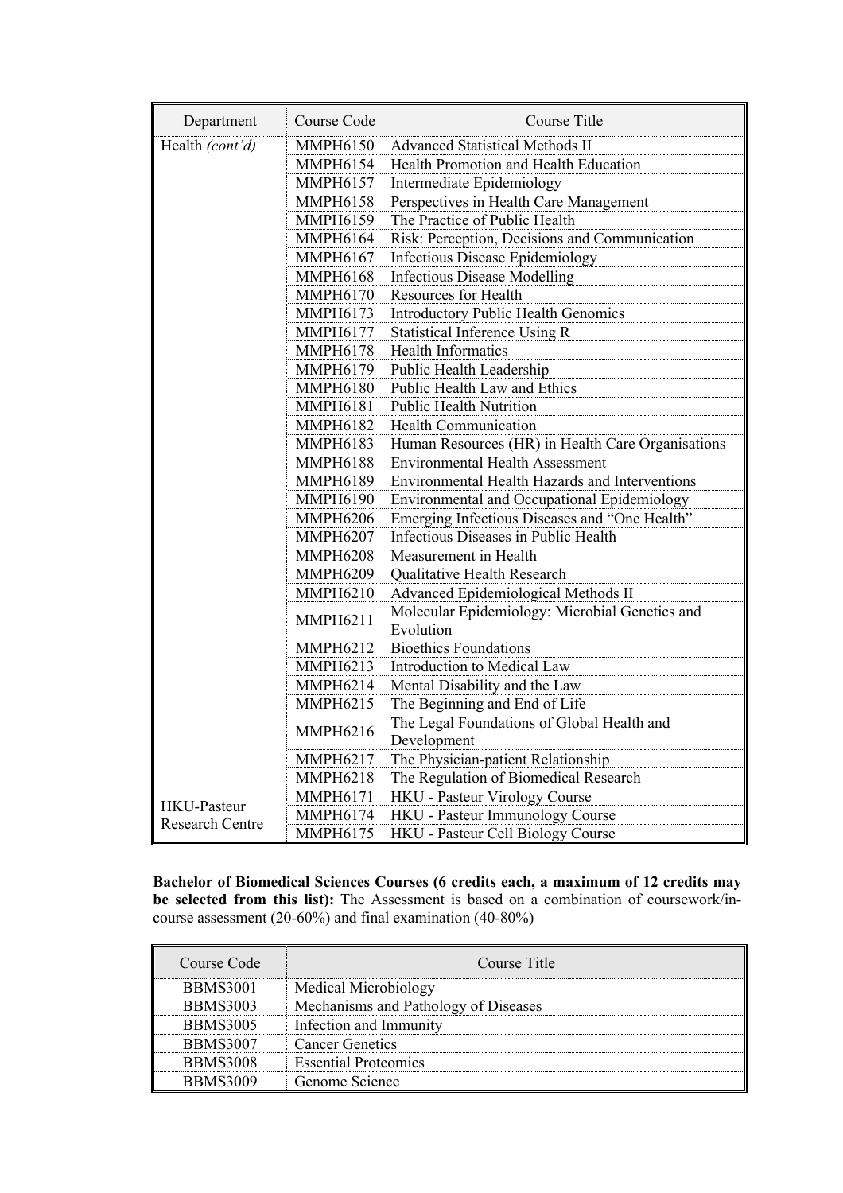| Department | Course Code | Course Title |
|---|---|---|
| Health *(cont'd)* | MMPH6150 | Advanced Statistical Methods II |
| | MMPH6154 | Health Promotion and Health Education |
| | MMPH6157 | Intermediate Epidemiology |
| | MMPH6158 | Perspectives in Health Care Management |
| | MMPH6159 | The Practice of Public Health |
| | MMPH6164 | Risk: Perception, Decisions and Communication |
| | MMPH6167 | Infectious Disease Epidemiology |
| | MMPH6168 | Infectious Disease Modelling |
| | MMPH6170 | Resources for Health |
| | MMPH6173 | Introductory Public Health Genomics |
| | MMPH6177 | Statistical Inference Using R |
| | MMPH6178 | Health Informatics |
| | MMPH6179 | Public Health Leadership |
| | MMPH6180 | Public Health Law and Ethics |
| | MMPH6181 | Public Health Nutrition |
| | MMPH6182 | Health Communication |
| | MMPH6183 | Human Resources (HR) in Health Care Organisations |
| | MMPH6188 | Environmental Health Assessment |
| | MMPH6189 | Environmental Health Hazards and Interventions |
| | MMPH6190 | Environmental and Occupational Epidemiology |
| | MMPH6206 | Emerging Infectious Diseases and "One Health" |
| | MMPH6207 | Infectious Diseases in Public Health |
| | MMPH6208 | Measurement in Health |
| | MMPH6209 | Qualitative Health Research |
| | MMPH6210 | Advanced Epidemiological Methods II |
| | MMPH6211 | Molecular Epidemiology: Microbial Genetics and Evolution |
| | MMPH6212 | Bioethics Foundations |
| | MMPH6213 | Introduction to Medical Law |
| | MMPH6214 | Mental Disability and the Law |
| | MMPH6215 | The Beginning and End of Life |
| | MMPH6216 | The Legal Foundations of Global Health and Development |
| | MMPH6217 | The Physician-patient Relationship |
| | MMPH6218 | The Regulation of Biomedical Research |
| HKU-Pasteur Research Centre | MMPH6171 | HKU - Pasteur Virology Course |
| | MMPH6174 | HKU - Pasteur Immunology Course |
| | MMPH6175 | HKU - Pasteur Cell Biology Course |

**Bachelor of Biomedical Sciences Courses (6 credits each, a maximum of 12 credits may be selected from this list):** The Assessment is based on a combination of coursework/in-course assessment (20-60%) and final examination (40-80%)

| Course Code | Course Title |
|---|---|
| BBMS3001 | Medical Microbiology |
| BBMS3003 | Mechanisms and Pathology of Diseases |
| BBMS3005 | Infection and Immunity |
| BBMS3007 | Cancer Genetics |
| BBMS3008 | Essential Proteomics |
| BBMS3009 | Genome Science |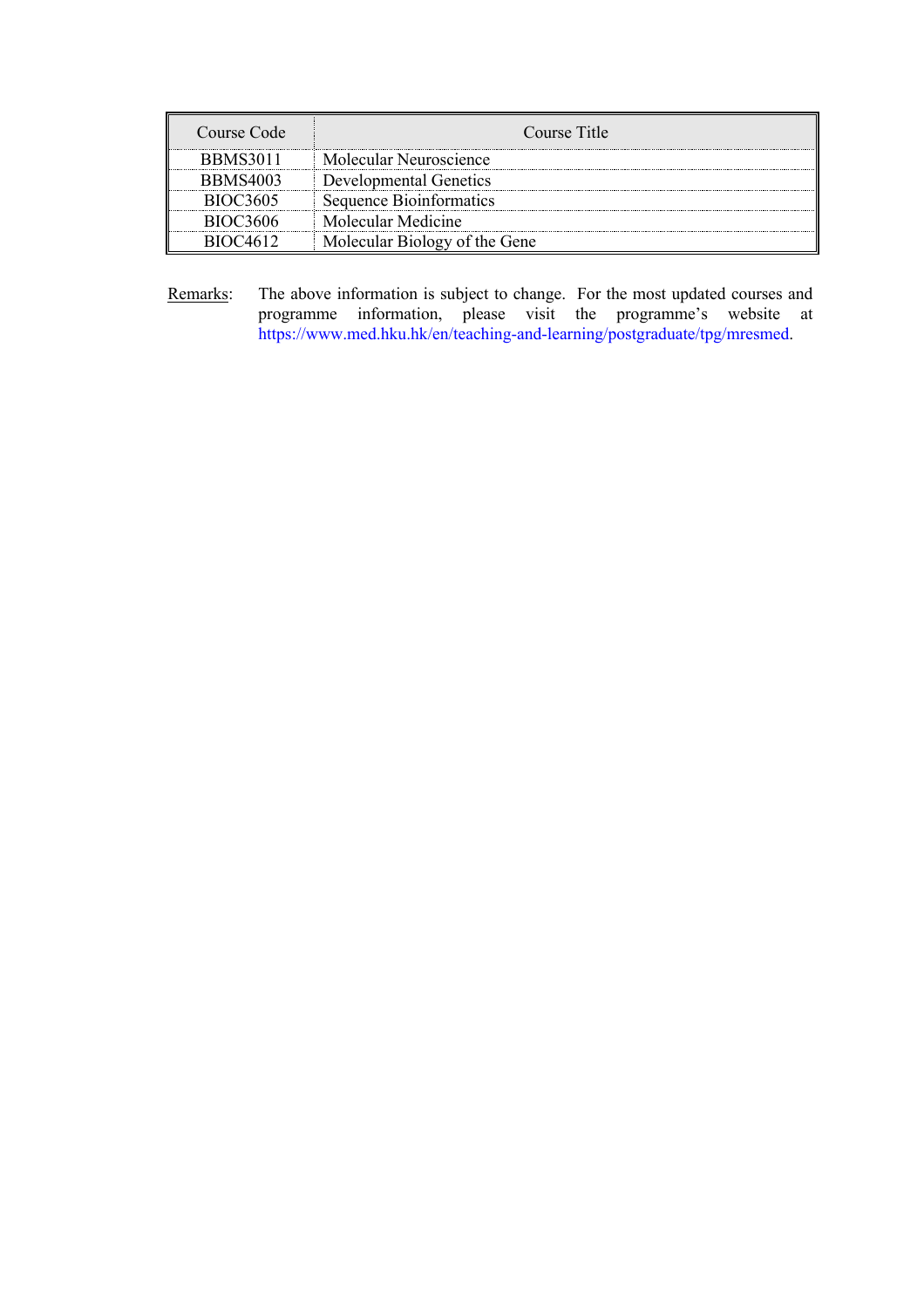| Course Code | Course Title |
|---|---|
| BBMS3011 | Molecular Neuroscience |
| BBMS4003 | Developmental Genetics |
| BIOC3605 | Sequence Bioinformatics |
| BIOC3606 | Molecular Medicine |
| BIOC4612 | Molecular Biology of the Gene |

Remarks: The above information is subject to change. For the most updated courses and programme information, please visit the programme's website at https://www.med.hku.hk/en/teaching-and-learning/postgraduate/tpg/mresmed.